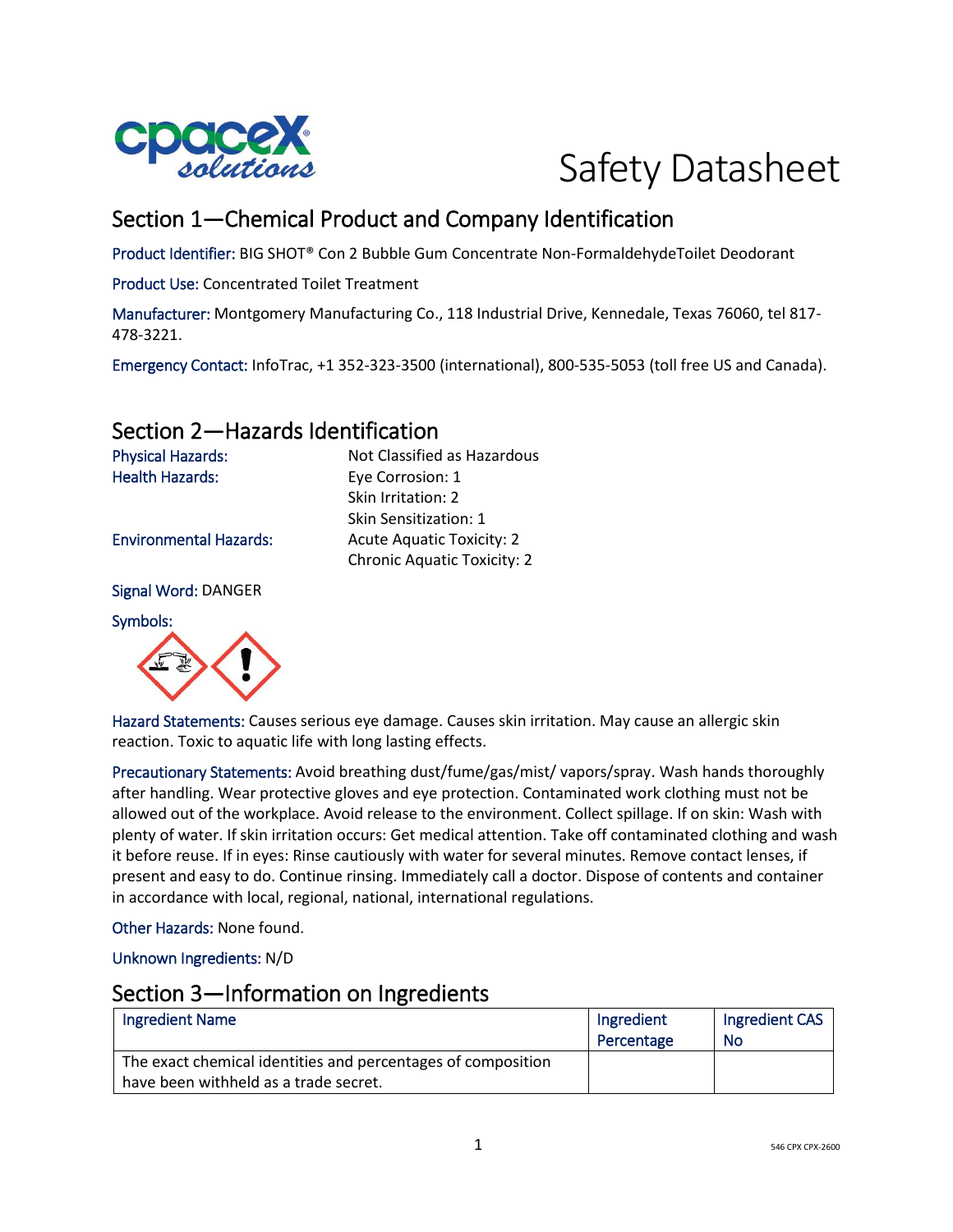# Safety Datasheet

## Section 1—Chemical Product and Company Identification

Product Identifier: BIG SHOT® Con 2 Bubble Gum Concentrate Non-FormaldehydeToilet Deodorant

Product Use: Concentrated Toilet Treatment

Manufacturer: Montgomery Manufacturing Co., 118 Industrial Drive, Kennedale, Texas 76060, tel 817-478-3221.

Emergency Contact: InfoTrac, +1 352-323-3500 (international), 800-535-5053 (toll free US and Canada).

## Section 2—Hazards Identification

Physical Hazards: Not Classified as Hazardous

Health Hazards: Eye Corrosion: 1
Skin Irritation: 2
Skin Sensitization: 1

Environmental Hazards: Acute Aquatic Toxicity: 2
Chronic Aquatic Toxicity: 2

Signal Word: DANGER

Symbols:

Hazard Statements: Causes serious eye damage. Causes skin irritation. May cause an allergic skin reaction. Toxic to aquatic life with long lasting effects.

Precautionary Statements: Avoid breathing dust/fume/gas/mist/ vapors/spray. Wash hands thoroughly after handling. Wear protective gloves and eye protection. Contaminated work clothing must not be allowed out of the workplace. Avoid release to the environment. Collect spillage. If on skin: Wash with plenty of water. If skin irritation occurs: Get medical attention. Take off contaminated clothing and wash it before reuse. If in eyes: Rinse cautiously with water for several minutes. Remove contact lenses, if present and easy to do. Continue rinsing. Immediately call a doctor. Dispose of contents and container in accordance with local, regional, national, international regulations.

Other Hazards: None found.

Unknown Ingredients: N/D

## Section 3—Information on Ingredients

| Ingredient Name | Ingredient Percentage | Ingredient CAS No |
| --- | --- | --- |
| The exact chemical identities and percentages of composition have been withheld as a trade secret. | | |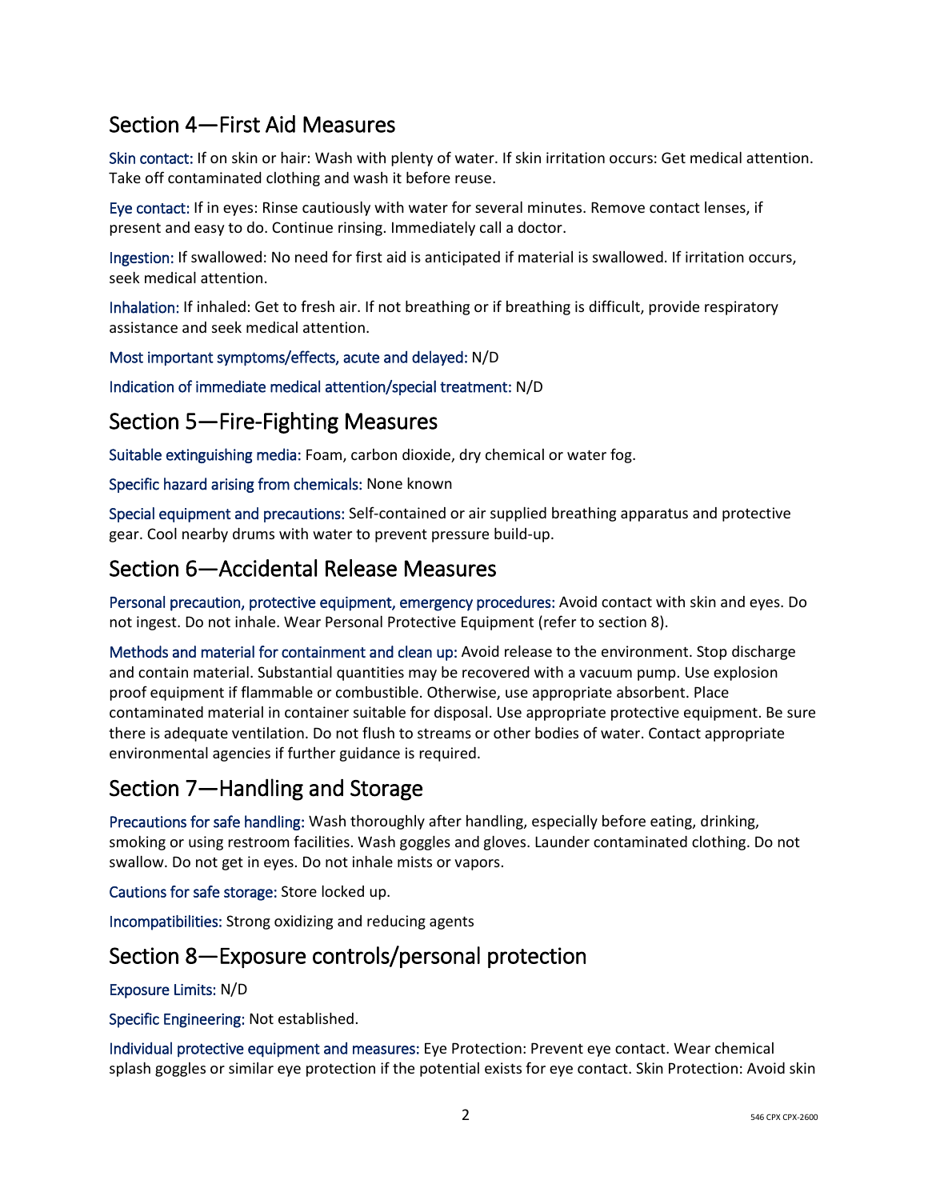## Section 4—First Aid Measures

Skin contact: If on skin or hair: Wash with plenty of water. If skin irritation occurs: Get medical attention. Take off contaminated clothing and wash it before reuse.

Eye contact: If in eyes: Rinse cautiously with water for several minutes. Remove contact lenses, if present and easy to do. Continue rinsing. Immediately call a doctor.

Ingestion: If swallowed: No need for first aid is anticipated if material is swallowed. If irritation occurs, seek medical attention.

Inhalation: If inhaled: Get to fresh air. If not breathing or if breathing is difficult, provide respiratory assistance and seek medical attention.

Most important symptoms/effects, acute and delayed: N/D

Indication of immediate medical attention/special treatment: N/D

## Section 5—Fire-Fighting Measures

Suitable extinguishing media: Foam, carbon dioxide, dry chemical or water fog.

Specific hazard arising from chemicals: None known

Special equipment and precautions: Self-contained or air supplied breathing apparatus and protective gear. Cool nearby drums with water to prevent pressure build-up.

## Section 6—Accidental Release Measures

Personal precaution, protective equipment, emergency procedures: Avoid contact with skin and eyes. Do not ingest. Do not inhale. Wear Personal Protective Equipment (refer to section 8).

Methods and material for containment and clean up: Avoid release to the environment. Stop discharge and contain material. Substantial quantities may be recovered with a vacuum pump. Use explosion proof equipment if flammable or combustible. Otherwise, use appropriate absorbent. Place contaminated material in container suitable for disposal. Use appropriate protective equipment. Be sure there is adequate ventilation. Do not flush to streams or other bodies of water. Contact appropriate environmental agencies if further guidance is required.

## Section 7—Handling and Storage

Precautions for safe handling: Wash thoroughly after handling, especially before eating, drinking, smoking or using restroom facilities. Wash goggles and gloves. Launder contaminated clothing. Do not swallow. Do not get in eyes. Do not inhale mists or vapors.

Cautions for safe storage: Store locked up.

Incompatibilities: Strong oxidizing and reducing agents

## Section 8—Exposure controls/personal protection

Exposure Limits: N/D

Specific Engineering: Not established.

Individual protective equipment and measures: Eye Protection: Prevent eye contact. Wear chemical splash goggles or similar eye protection if the potential exists for eye contact. Skin Protection: Avoid skin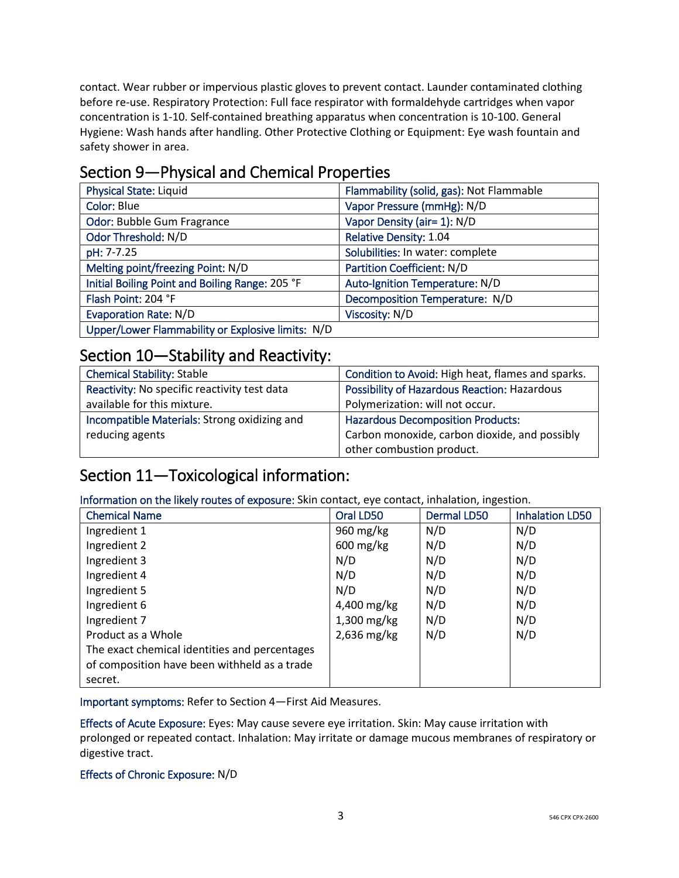contact. Wear rubber or impervious plastic gloves to prevent contact. Launder contaminated clothing before re-use. Respiratory Protection: Full face respirator with formaldehyde cartridges when vapor concentration is 1-10. Self-contained breathing apparatus when concentration is 10-100. General Hygiene: Wash hands after handling. Other Protective Clothing or Equipment: Eye wash fountain and safety shower in area.

## Section 9—Physical and Chemical Properties

| | |
|---|---|
| Physical State: Liquid | Flammability (solid, gas): Not Flammable |
| Color: Blue | Vapor Pressure (mmHg): N/D |
| Odor: Bubble Gum Fragrance | Vapor Density (air= 1): N/D |
| Odor Threshold: N/D | Relative Density: 1.04 |
| pH: 7-7.25 | Solubilities: In water: complete |
| Melting point/freezing Point: N/D | Partition Coefficient: N/D |
| Initial Boiling Point and Boiling Range: 205 °F | Auto-Ignition Temperature: N/D |
| Flash Point: 204 °F | Decomposition Temperature: N/D |
| Evaporation Rate: N/D | Viscosity: N/D |
| Upper/Lower Flammability or Explosive limits: N/D | |

## Section 10—Stability and Reactivity:

| | |
|---|---|
| Chemical Stability: Stable | Condition to Avoid: High heat, flames and sparks. |
| Reactivity: No specific reactivity test data available for this mixture. | Possibility of Hazardous Reaction: Hazardous Polymerization: will not occur. |
| Incompatible Materials: Strong oxidizing and reducing agents | Hazardous Decomposition Products: Carbon monoxide, carbon dioxide, and possibly other combustion product. |

## Section 11—Toxicological information:

Information on the likely routes of exposure: Skin contact, eye contact, inhalation, ingestion.

| Chemical Name | Oral LD50 | Dermal LD50 | Inhalation LD50 |
|---|---|---|---|
| Ingredient 1 | 960 mg/kg | N/D | N/D |
| Ingredient 2 | 600 mg/kg | N/D | N/D |
| Ingredient 3 | N/D | N/D | N/D |
| Ingredient 4 | N/D | N/D | N/D |
| Ingredient 5 | N/D | N/D | N/D |
| Ingredient 6 | 4,400 mg/kg | N/D | N/D |
| Ingredient 7 | 1,300 mg/kg | N/D | N/D |
| Product as a Whole | 2,636 mg/kg | N/D | N/D |
| The exact chemical identities and percentages of composition have been withheld as a trade secret. | | | |

Important symptoms: Refer to Section 4—First Aid Measures.

Effects of Acute Exposure: Eyes: May cause severe eye irritation. Skin: May cause irritation with prolonged or repeated contact. Inhalation: May irritate or damage mucous membranes of respiratory or digestive tract.

Effects of Chronic Exposure: N/D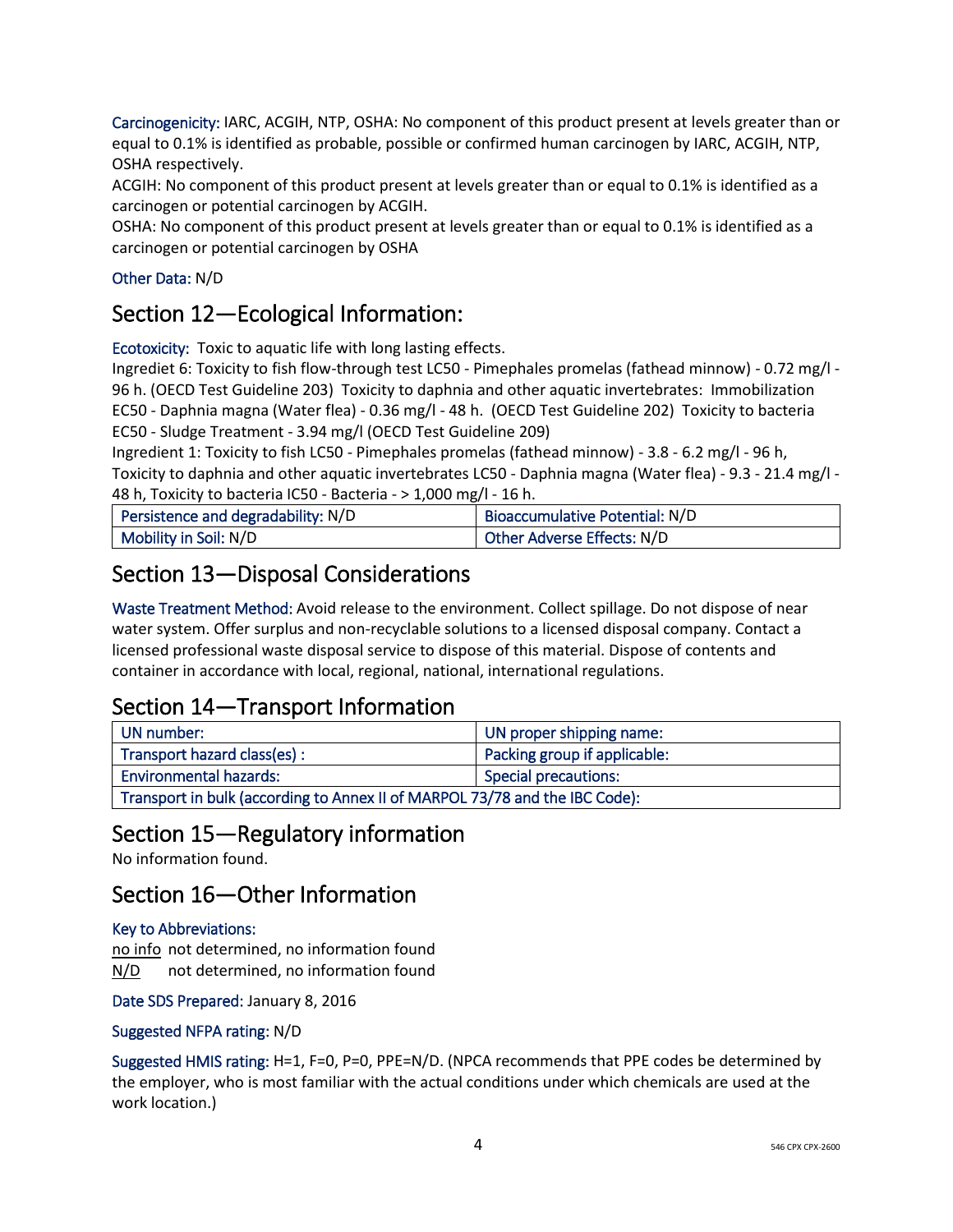Carcinogenicity: IARC, ACGIH, NTP, OSHA: No component of this product present at levels greater than or equal to 0.1% is identified as probable, possible or confirmed human carcinogen by IARC, ACGIH, NTP, OSHA respectively.
ACGIH: No component of this product present at levels greater than or equal to 0.1% is identified as a carcinogen or potential carcinogen by ACGIH.
OSHA: No component of this product present at levels greater than or equal to 0.1% is identified as a carcinogen or potential carcinogen by OSHA

Other Data: N/D

## Section 12—Ecological Information:

Ecotoxicity: Toxic to aquatic life with long lasting effects.
Ingrediet 6: Toxicity to fish flow-through test LC50 - Pimephales promelas (fathead minnow) - 0.72 mg/l - 96 h. (OECD Test Guideline 203) Toxicity to daphnia and other aquatic invertebrates: Immobilization EC50 - Daphnia magna (Water flea) - 0.36 mg/l - 48 h. (OECD Test Guideline 202) Toxicity to bacteria EC50 - Sludge Treatment - 3.94 mg/l (OECD Test Guideline 209)
Ingredient 1: Toxicity to fish LC50 - Pimephales promelas (fathead minnow) - 3.8 - 6.2 mg/l - 96 h, Toxicity to daphnia and other aquatic invertebrates LC50 - Daphnia magna (Water flea) - 9.3 - 21.4 mg/l - 48 h, Toxicity to bacteria IC50 - Bacteria - > 1,000 mg/l - 16 h.

| | |
|---|---|
| Persistence and degradability: N/D | Bioaccumulative Potential: N/D |
| Mobility in Soil: N/D | Other Adverse Effects: N/D |

## Section 13—Disposal Considerations

Waste Treatment Method: Avoid release to the environment. Collect spillage. Do not dispose of near water system. Offer surplus and non-recyclable solutions to a licensed disposal company. Contact a licensed professional waste disposal service to dispose of this material. Dispose of contents and container in accordance with local, regional, national, international regulations.

## Section 14—Transport Information

| | |
|---|---|
| UN number: | UN proper shipping name: |
| Transport hazard class(es) : | Packing group if applicable: |
| Environmental hazards: | Special precautions: |
| Transport in bulk (according to Annex II of MARPOL 73/78 and the IBC Code): | |

## Section 15—Regulatory information

No information found.

## Section 16—Other Information

Key to Abbreviations:

no info not determined, no information found
N/D not determined, no information found

Date SDS Prepared: January 8, 2016

Suggested NFPA rating: N/D

Suggested HMIS rating: H=1, F=0, P=0, PPE=N/D. (NPCA recommends that PPE codes be determined by the employer, who is most familiar with the actual conditions under which chemicals are used at the work location.)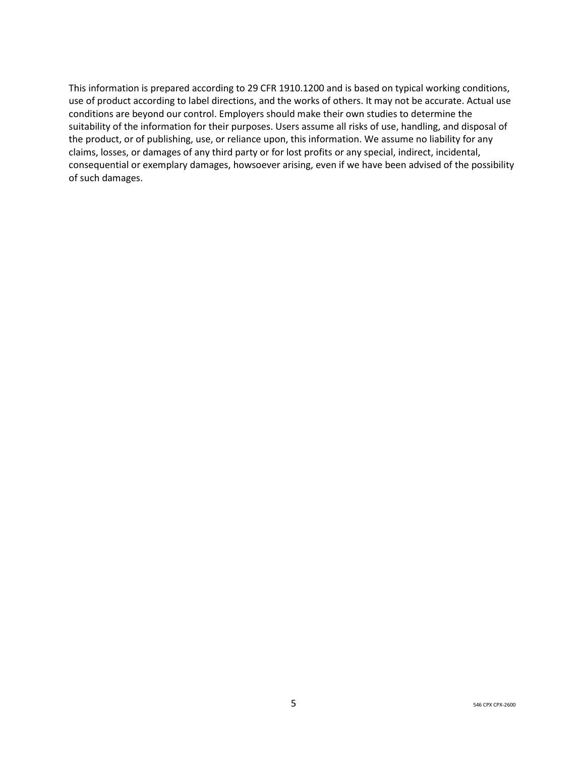This information is prepared according to 29 CFR 1910.1200 and is based on typical working conditions, use of product according to label directions, and the works of others. It may not be accurate. Actual use conditions are beyond our control. Employers should make their own studies to determine the suitability of the information for their purposes. Users assume all risks of use, handling, and disposal of the product, or of publishing, use, or reliance upon, this information. We assume no liability for any claims, losses, or damages of any third party or for lost profits or any special, indirect, incidental, consequential or exemplary damages, howsoever arising, even if we have been advised of the possibility of such damages.